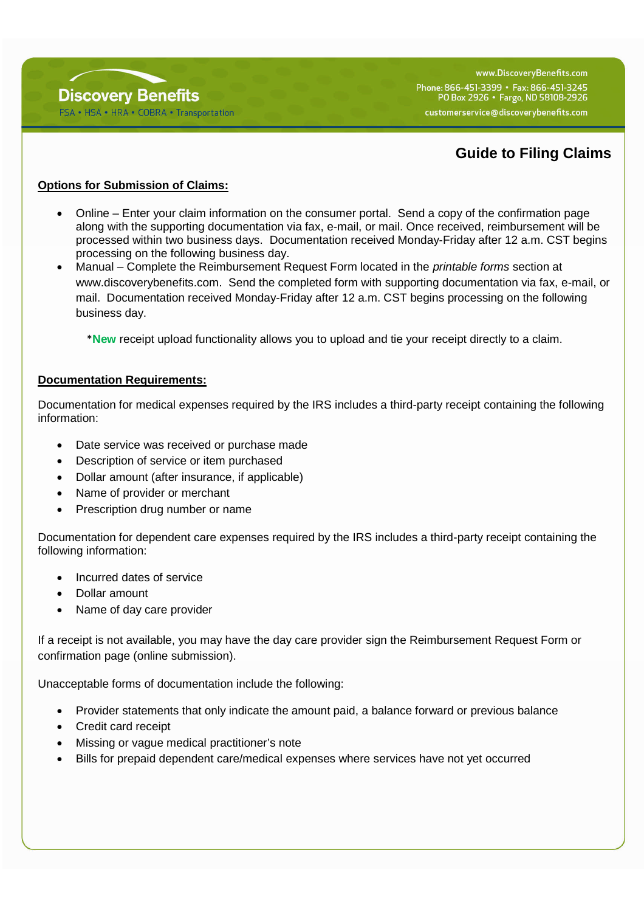Discovery Benefits

FSA • HSA • HRA • COBRA • Transportation

www.DiscoveryBenefits.com
Phone: 866-451-3399 • Fax: 866-451-3245
PO Box 2926 • Fargo, ND 58108-2926
customerservice@discoverybenefits.com

# Guide to Filing Claims

## Options for Submission of Claims:

- Online – Enter your claim information on the consumer portal. Send a copy of the confirmation page along with the supporting documentation via fax, e-mail, or mail. Once received, reimbursement will be processed within two business days. Documentation received Monday-Friday after 12 a.m. CST begins processing on the following business day.
- Manual – Complete the Reimbursement Request Form located in the *printable forms* section at www.discoverybenefits.com. Send the completed form with supporting documentation via fax, e-mail, or mail. Documentation received Monday-Friday after 12 a.m. CST begins processing on the following business day.

*__New__ receipt upload functionality allows you to upload and tie your receipt directly to a claim.

## Documentation Requirements:

Documentation for medical expenses required by the IRS includes a third-party receipt containing the following information:

- Date service was received or purchase made
- Description of service or item purchased
- Dollar amount (after insurance, if applicable)
- Name of provider or merchant
- Prescription drug number or name

Documentation for dependent care expenses required by the IRS includes a third-party receipt containing the following information:

- Incurred dates of service
- Dollar amount
- Name of day care provider

If a receipt is not available, you may have the day care provider sign the Reimbursement Request Form or confirmation page (online submission).

Unacceptable forms of documentation include the following:

- Provider statements that only indicate the amount paid, a balance forward or previous balance
- Credit card receipt
- Missing or vague medical practitioner's note
- Bills for prepaid dependent care/medical expenses where services have not yet occurred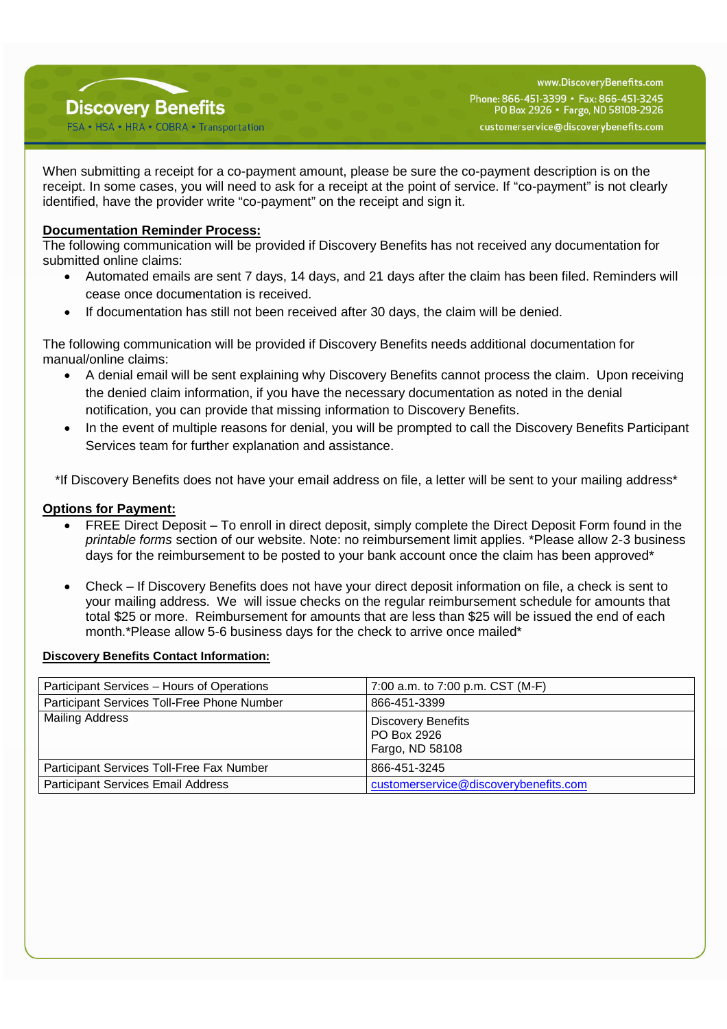When submitting a receipt for a co-payment amount, please be sure the co-payment description is on the receipt. In some cases, you will need to ask for a receipt at the point of service. If "co-payment" is not clearly identified, have the provider write "co-payment" on the receipt and sign it.

**Documentation Reminder Process:**

The following communication will be provided if Discovery Benefits has not received any documentation for submitted online claims:

- Automated emails are sent 7 days, 14 days, and 21 days after the claim has been filed. Reminders will cease once documentation is received.
- If documentation has still not been received after 30 days, the claim will be denied.

The following communication will be provided if Discovery Benefits needs additional documentation for manual/online claims:

- A denial email will be sent explaining why Discovery Benefits cannot process the claim. Upon receiving the denied claim information, if you have the necessary documentation as noted in the denial notification, you can provide that missing information to Discovery Benefits.
- In the event of multiple reasons for denial, you will be prompted to call the Discovery Benefits Participant Services team for further explanation and assistance.

*If Discovery Benefits does not have your email address on file, a letter will be sent to your mailing address*

**Options for Payment:**

- FREE Direct Deposit – To enroll in direct deposit, simply complete the Direct Deposit Form found in the *printable forms* section of our website. Note: no reimbursement limit applies. *Please allow 2-3 business days for the reimbursement to be posted to your bank account once the claim has been approved*

- Check – If Discovery Benefits does not have your direct deposit information on file, a check is sent to your mailing address. We will issue checks on the regular reimbursement schedule for amounts that total $25 or more. Reimbursement for amounts that are less than $25 will be issued the end of each month.*Please allow 5-6 business days for the check to arrive once mailed*

**Discovery Benefits Contact Information:**

| | |
|---|---|
| Participant Services – Hours of Operations | 7:00 a.m. to 7:00 p.m. CST (M-F) |
| Participant Services Toll-Free Phone Number | 866-451-3399 |
| Mailing Address | Discovery Benefits<br>PO Box 2926<br>Fargo, ND 58108 |
| Participant Services Toll-Free Fax Number | 866-451-3245 |
| Participant Services Email Address | customerservice@discoverybenefits.com |